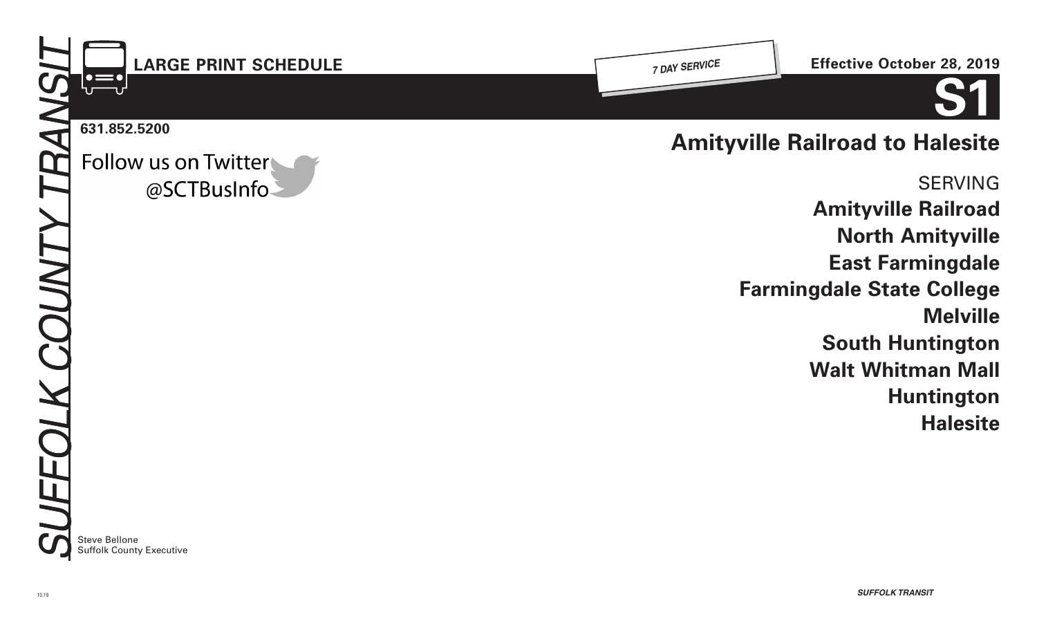SUFFOLK COUNTY TRANSIT

**LARGE PRINT SCHEDULE**

*7 DAY SERVICE*

**Effective October 28, 2019**

# S1

**631.852.5200**

Follow us on Twitter
@SCTBusInfo

## Amityville Railroad to Halesite

SERVING

**Amityville Railroad**
**North Amityville**
**East Farmingdale**
**Farmingdale State College**
**Melville**
**South Huntington**
**Walt Whitman Mall**
**Huntington**
**Halesite**

Steve Bellone
Suffolk County Executive

10.19

*SUFFOLK TRANSIT*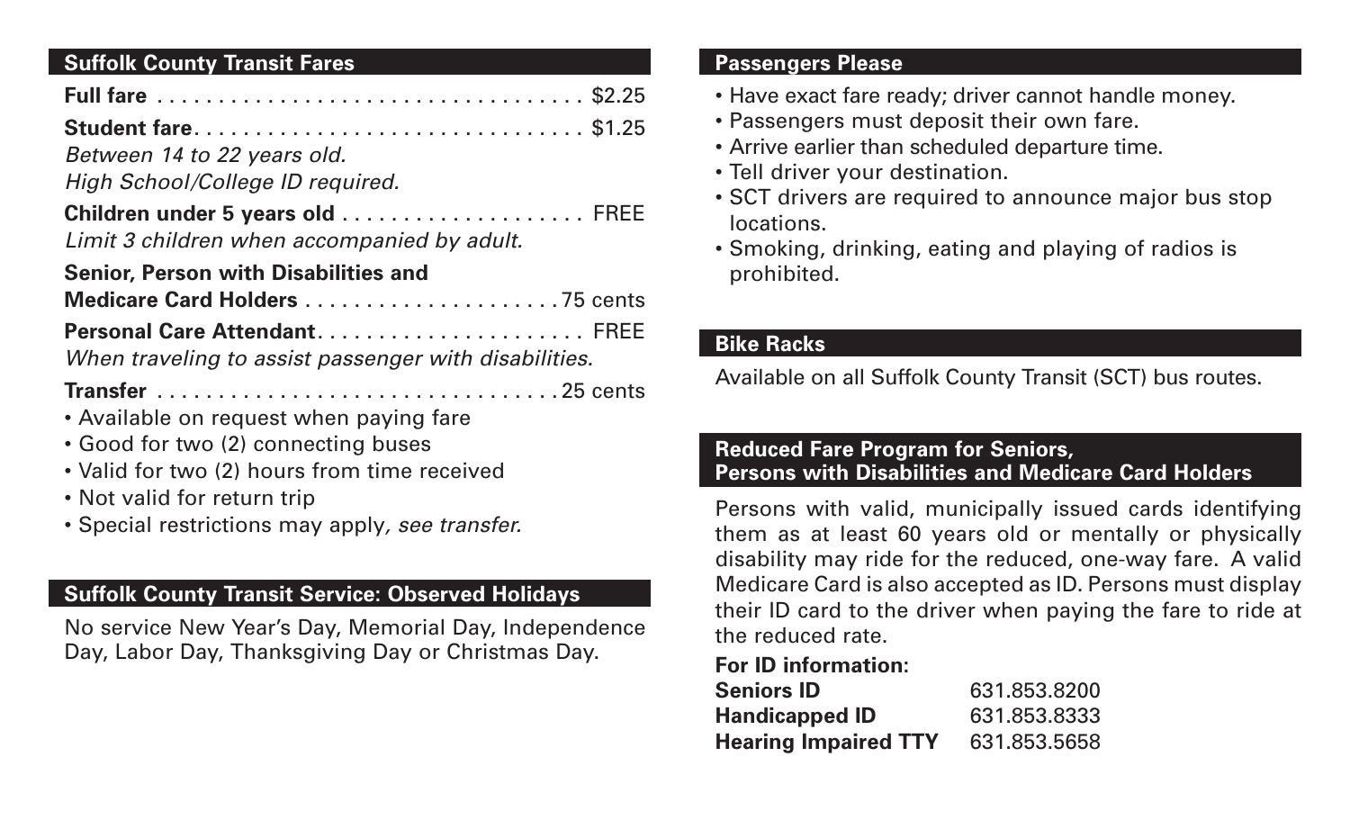## Suffolk County Transit Fares

**Full fare** . . . . . . . . . . . . . . . . . . . . . . . . . . . . . . . . . . $2.25

**Student fare**. . . . . . . . . . . . . . . . . . . . . . . . . . . . . . . $1.25
*Between 14 to 22 years old.*
*High School/College ID required.*

**Children under 5 years old** . . . . . . . . . . . . . . . . . . . FREE
*Limit 3 children when accompanied by adult.*

**Senior, Person with Disabilities and Medicare Card Holders** . . . . . . . . . . . . . . . . . . . . 75 cents

**Personal Care Attendant**. . . . . . . . . . . . . . . . . . . . . FREE
*When traveling to assist passenger with disabilities.*

**Transfer** . . . . . . . . . . . . . . . . . . . . . . . . . . . . . . . . 25 cents

- Available on request when paying fare
- Good for two (2) connecting buses
- Valid for two (2) hours from time received
- Not valid for return trip
- Special restrictions may apply, *see transfer.*

## Suffolk County Transit Service: Observed Holidays

No service New Year's Day, Memorial Day, Independence Day, Labor Day, Thanksgiving Day or Christmas Day.

## Passengers Please

- Have exact fare ready; driver cannot handle money.
- Passengers must deposit their own fare.
- Arrive earlier than scheduled departure time.
- Tell driver your destination.
- SCT drivers are required to announce major bus stop locations.
- Smoking, drinking, eating and playing of radios is prohibited.

## Bike Racks

Available on all Suffolk County Transit (SCT) bus routes.

## Reduced Fare Program for Seniors, Persons with Disabilities and Medicare Card Holders

Persons with valid, municipally issued cards identifying them as at least 60 years old or mentally or physically disability may ride for the reduced, one-way fare. A valid Medicare Card is also accepted as ID. Persons must display their ID card to the driver when paying the fare to ride at the reduced rate.

**For ID information:**

| | |
|---|---|
| **Seniors ID** | 631.853.8200 |
| **Handicapped ID** | 631.853.8333 |
| **Hearing Impaired TTY** | 631.853.5658 |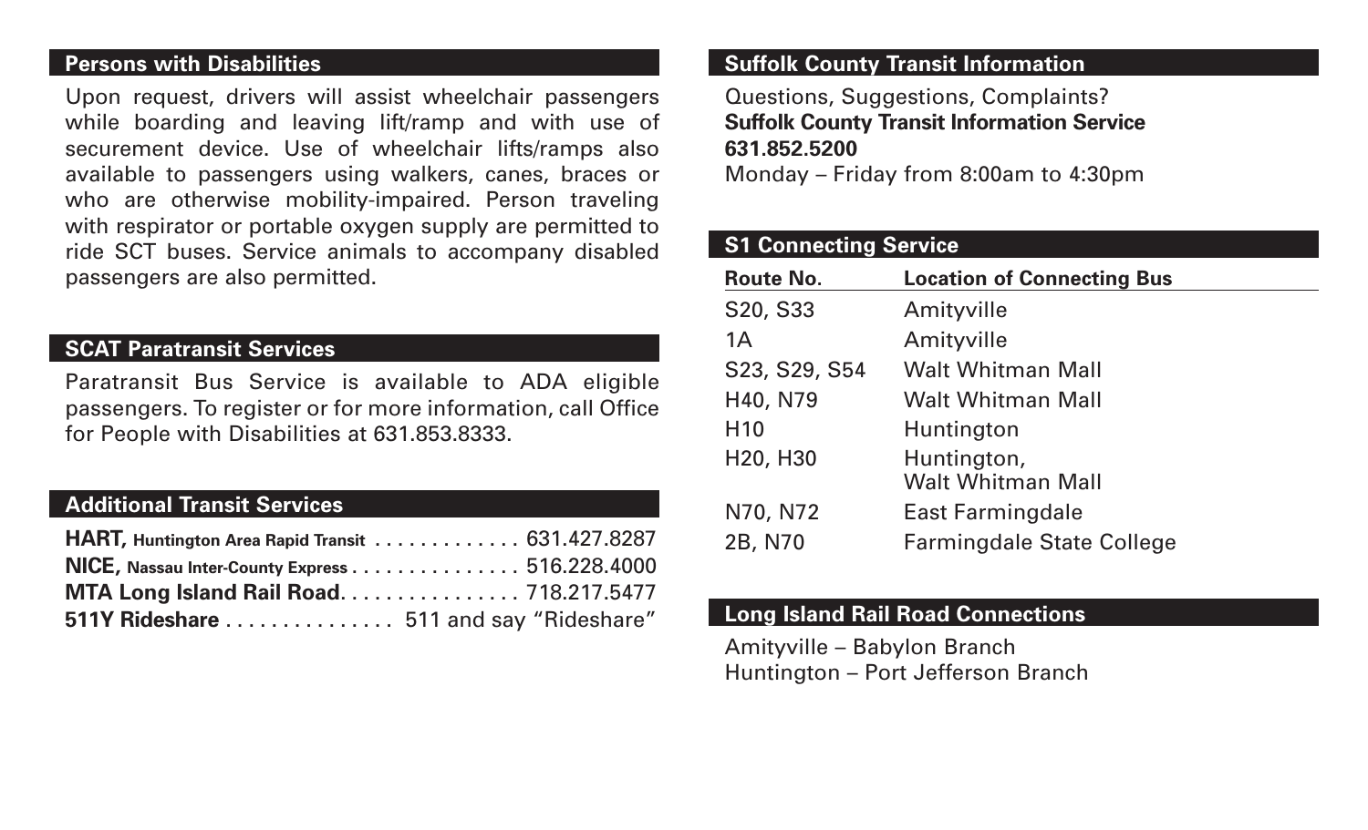## Persons with Disabilities

Upon request, drivers will assist wheelchair passengers while boarding and leaving lift/ramp and with use of securement device. Use of wheelchair lifts/ramps also available to passengers using walkers, canes, braces or who are otherwise mobility-impaired. Person traveling with respirator or portable oxygen supply are permitted to ride SCT buses. Service animals to accompany disabled passengers are also permitted.

## SCAT Paratransit Services

Paratransit Bus Service is available to ADA eligible passengers. To register or for more information, call Office for People with Disabilities at 631.853.8333.

## Additional Transit Services

**HART,** **Huntington Area Rapid Transit** . . . . . . . . . . . . . 631.427.8287
**NICE,** **Nassau Inter-County Express** . . . . . . . . . . . . . . . 516.228.4000
**MTA Long Island Rail Road**. . . . . . . . . . . . . . . . 718.217.5477
**511Y Rideshare** . . . . . . . . . . . . . . . 511 and say "Rideshare"

## Suffolk County Transit Information

Questions, Suggestions, Complaints?
**Suffolk County Transit Information Service**
**631.852.5200**
Monday – Friday from 8:00am to 4:30pm

## S1 Connecting Service

| Route No. | Location of Connecting Bus |
|---|---|
| S20, S33 | Amityville |
| 1A | Amityville |
| S23, S29, S54 | Walt Whitman Mall |
| H40, N79 | Walt Whitman Mall |
| H10 | Huntington |
| H20, H30 | Huntington, Walt Whitman Mall |
| N70, N72 | East Farmingdale |
| 2B, N70 | Farmingdale State College |

## Long Island Rail Road Connections

Amityville – Babylon Branch
Huntington – Port Jefferson Branch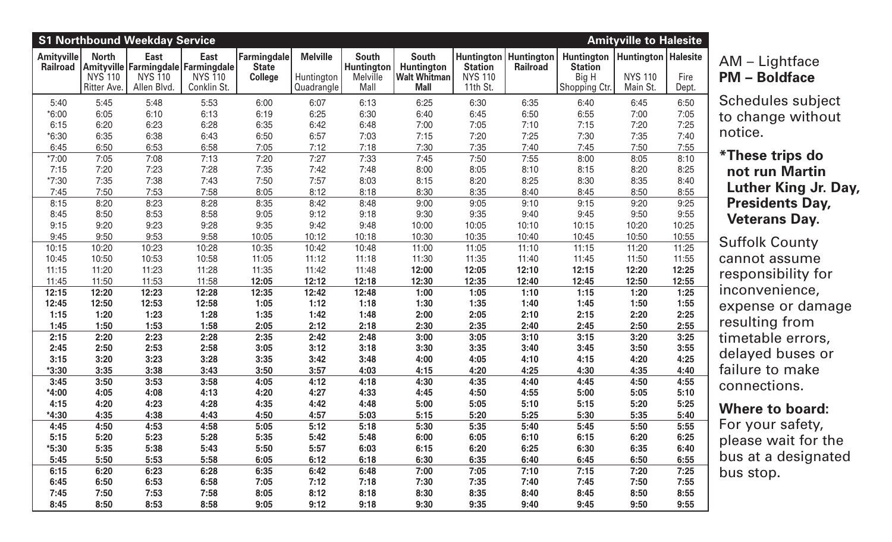## S1 Northbound Weekday Service — Amityville to Halesite

| Amityville Railroad | North Amityville NYS 110 Ritter Ave. | East Farmingdale NYS 110 Allen Blvd. | East Farmingdale NYS 110 Conklin St. | Farmingdale State College | Melville Huntington Quadrangle | South Huntington Melville Mall | South Huntington Walt Whitman Mall | Huntington Station NYS 110 11th St. | Huntington Railroad | Huntington Station Big H Shopping Ctr. | Huntington NYS 110 Main St. | Halesite Fire Dept. |
|---|---|---|---|---|---|---|---|---|---|---|---|---|
| 5:40 | 5:45 | 5:48 | 5:53 | 6:00 | 6:07 | 6:13 | 6:25 | 6:30 | 6:35 | 6:40 | 6:45 | 6:50 |
| *6:00 | 6:05 | 6:10 | 6:13 | 6:19 | 6:25 | 6:30 | 6:40 | 6:45 | 6:50 | 6:55 | 7:00 | 7:05 |
| 6:15 | 6:20 | 6:23 | 6:28 | 6:35 | 6:42 | 6:48 | 7:00 | 7:05 | 7:10 | 7:15 | 7:20 | 7:25 |
| *6:30 | 6:35 | 6:38 | 6:43 | 6:50 | 6:57 | 7:03 | 7:15 | 7:20 | 7:25 | 7:30 | 7:35 | 7:40 |
| 6:45 | 6:50 | 6:53 | 6:58 | 7:05 | 7:12 | 7:18 | 7:30 | 7:35 | 7:40 | 7:45 | 7:50 | 7:55 |
| *7:00 | 7:05 | 7:08 | 7:13 | 7:20 | 7:27 | 7:33 | 7:45 | 7:50 | 7:55 | 8:00 | 8:05 | 8:10 |
| 7:15 | 7:20 | 7:23 | 7:28 | 7:35 | 7:42 | 7:48 | 8:00 | 8:05 | 8:10 | 8:15 | 8:20 | 8:25 |
| *7:30 | 7:35 | 7:38 | 7:43 | 7:50 | 7:57 | 8:03 | 8:15 | 8:20 | 8:25 | 8:30 | 8:35 | 8:40 |
| 7:45 | 7:50 | 7:53 | 7:58 | 8:05 | 8:12 | 8:18 | 8:30 | 8:35 | 8:40 | 8:45 | 8:50 | 8:55 |
| 8:15 | 8:20 | 8:23 | 8:28 | 8:35 | 8:42 | 8:48 | 9:00 | 9:05 | 9:10 | 9:15 | 9:20 | 9:25 |
| 8:45 | 8:50 | 8:53 | 8:58 | 9:05 | 9:12 | 9:18 | 9:30 | 9:35 | 9:40 | 9:45 | 9:50 | 9:55 |
| 9:15 | 9:20 | 9:23 | 9:28 | 9:35 | 9:42 | 9:48 | 10:00 | 10:05 | 10:10 | 10:15 | 10:20 | 10:25 |
| 9:45 | 9:50 | 9:53 | 9:58 | 10:05 | 10:12 | 10:18 | 10:30 | 10:35 | 10:40 | 10:45 | 10:50 | 10:55 |
| 10:15 | 10:20 | 10:23 | 10:28 | 10:35 | 10:42 | 10:48 | 11:00 | 11:05 | 11:10 | 11:15 | 11:20 | 11:25 |
| 10:45 | 10:50 | 10:53 | 10:58 | 11:05 | 11:12 | 11:18 | 11:30 | 11:35 | 11:40 | 11:45 | 11:50 | 11:55 |
| 11:15 | 11:20 | 11:23 | 11:28 | 11:35 | 11:42 | 11:48 | **12:00** | **12:05** | **12:10** | **12:15** | **12:20** | **12:25** |
| 11:45 | 11:50 | 11:53 | 11:58 | **12:05** | **12:12** | **12:18** | **12:30** | **12:35** | **12:40** | **12:45** | **12:50** | **12:55** |
| **12:15** | **12:20** | **12:23** | **12:28** | **12:35** | **12:42** | **12:48** | **1:00** | **1:05** | **1:10** | **1:15** | **1:20** | **1:25** |
| **12:45** | **12:50** | **12:53** | **12:58** | **1:05** | **1:12** | **1:18** | **1:30** | **1:35** | **1:40** | **1:45** | **1:50** | **1:55** |
| **1:15** | **1:20** | **1:23** | **1:28** | **1:35** | **1:42** | **1:48** | **2:00** | **2:05** | **2:10** | **2:15** | **2:20** | **2:25** |
| **1:45** | **1:50** | **1:53** | **1:58** | **2:05** | **2:12** | **2:18** | **2:30** | **2:35** | **2:40** | **2:45** | **2:50** | **2:55** |
| **2:15** | **2:20** | **2:23** | **2:28** | **2:35** | **2:42** | **2:48** | **3:00** | **3:05** | **3:10** | **3:15** | **3:20** | **3:25** |
| **2:45** | **2:50** | **2:53** | **2:58** | **3:05** | **3:12** | **3:18** | **3:30** | **3:35** | **3:40** | **3:45** | **3:50** | **3:55** |
| **3:15** | **3:20** | **3:23** | **3:28** | **3:35** | **3:42** | **3:48** | **4:00** | **4:05** | **4:10** | **4:15** | **4:20** | **4:25** |
| ***3:30** | **3:35** | **3:38** | **3:43** | **3:50** | **3:57** | **4:03** | **4:15** | **4:20** | **4:25** | **4:30** | **4:35** | **4:40** |
| **3:45** | **3:50** | **3:53** | **3:58** | **4:05** | **4:12** | **4:18** | **4:30** | **4:35** | **4:40** | **4:45** | **4:50** | **4:55** |
| ***4:00** | **4:05** | **4:08** | **4:13** | **4:20** | **4:27** | **4:33** | **4:45** | **4:50** | **4:55** | **5:00** | **5:05** | **5:10** |
| **4:15** | **4:20** | **4:23** | **4:28** | **4:35** | **4:42** | **4:48** | **5:00** | **5:05** | **5:10** | **5:15** | **5:20** | **5:25** |
| ***4:30** | **4:35** | **4:38** | **4:43** | **4:50** | **4:57** | **5:03** | **5:15** | **5:20** | **5:25** | **5:30** | **5:35** | **5:40** |
| **4:45** | **4:50** | **4:53** | **4:58** | **5:05** | **5:12** | **5:18** | **5:30** | **5:35** | **5:40** | **5:45** | **5:50** | **5:55** |
| **5:15** | **5:20** | **5:23** | **5:28** | **5:35** | **5:42** | **5:48** | **6:00** | **6:05** | **6:10** | **6:15** | **6:20** | **6:25** |
| ***5:30** | **5:35** | **5:38** | **5:43** | **5:50** | **5:57** | **6:03** | **6:15** | **6:20** | **6:25** | **6:30** | **6:35** | **6:40** |
| **5:45** | **5:50** | **5:53** | **5:58** | **6:05** | **6:12** | **6:18** | **6:30** | **6:35** | **6:40** | **6:45** | **6:50** | **6:55** |
| **6:15** | **6:20** | **6:23** | **6:28** | **6:35** | **6:42** | **6:48** | **7:00** | **7:05** | **7:10** | **7:15** | **7:20** | **7:25** |
| **6:45** | **6:50** | **6:53** | **6:58** | **7:05** | **7:12** | **7:18** | **7:30** | **7:35** | **7:40** | **7:45** | **7:50** | **7:55** |
| **7:45** | **7:50** | **7:53** | **7:58** | **8:05** | **8:12** | **8:18** | **8:30** | **8:35** | **8:40** | **8:45** | **8:50** | **8:55** |
| **8:45** | **8:50** | **8:53** | **8:58** | **9:05** | **9:12** | **9:18** | **9:30** | **9:35** | **9:40** | **9:45** | **9:50** | **9:55** |

AM – Lightface
**PM – Boldface**

Schedules subject to change without notice.

***These trips do not run Martin Luther King Jr. Day, Presidents Day, Veterans Day.**

Suffolk County cannot assume responsibility for inconvenience, expense or damage resulting from timetable errors, delayed buses or failure to make connections.

**Where to board:** For your safety, please wait for the bus at a designated bus stop.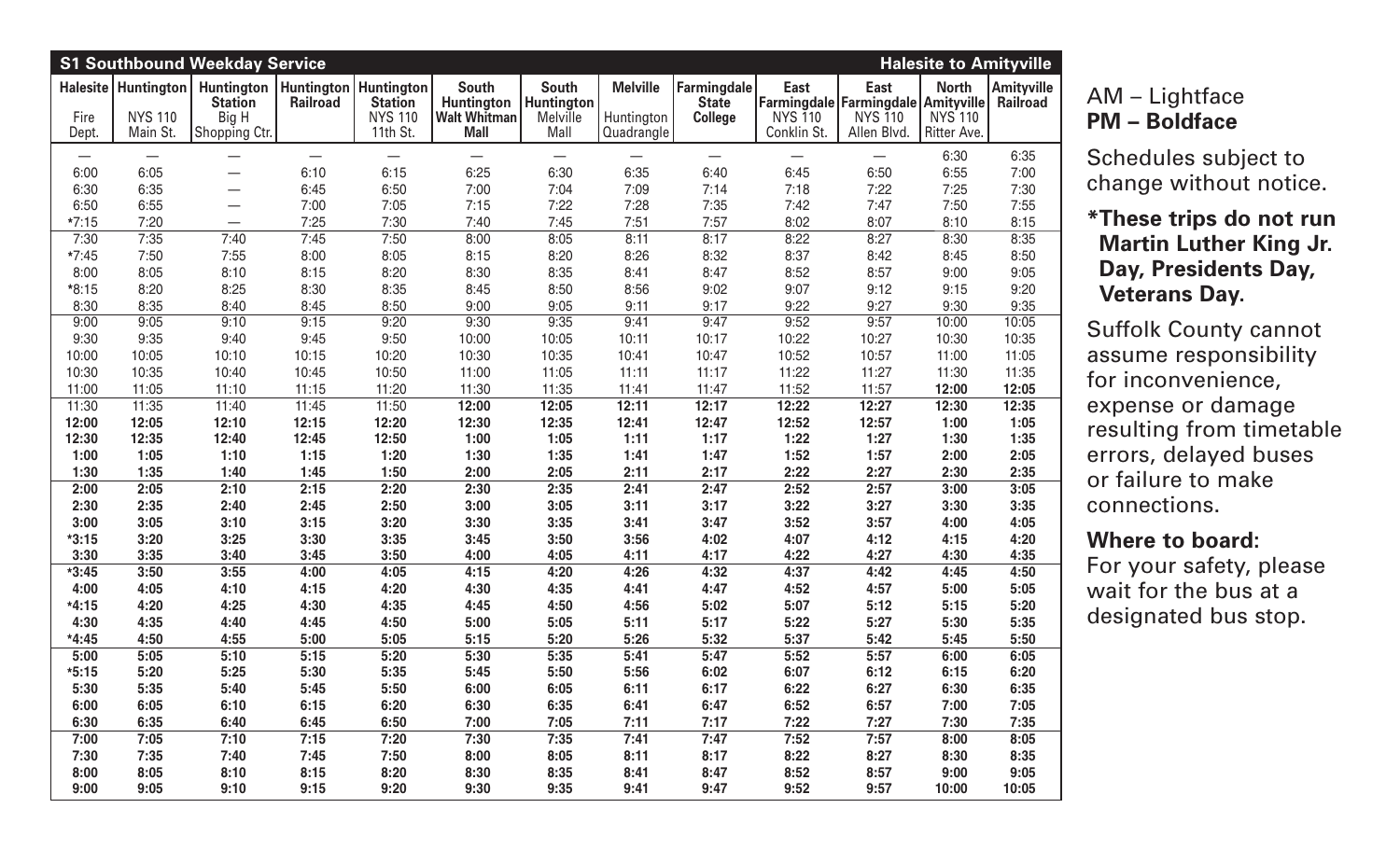## S1 Southbound Weekday Service — Halesite to Amityville

| Halesite<br>Fire Dept. | Huntington<br>NYS 110 Main St. | Huntington Station<br>Big H Shopping Ctr. | Huntington Railroad | Huntington Station<br>NYS 110 11th St. | South Huntington<br>Walt Whitman Mall | South Huntington<br>Melville Mall | Melville<br>Huntington Quadrangle | Farmingdale State College | East Farmingdale<br>NYS 110 Conklin St. | East Farmingdale<br>NYS 110 Allen Blvd. | North Amityville<br>NYS 110 Ritter Ave. | Amityville Railroad |
|---|---|---|---|---|---|---|---|---|---|---|---|---|
| — | — | — | — | — | — | — | — | — | — | — | 6:30 | 6:35 |
| 6:00 | 6:05 | — | 6:10 | 6:15 | 6:25 | 6:30 | 6:35 | 6:40 | 6:45 | 6:50 | 6:55 | 7:00 |
| 6:30 | 6:35 | — | 6:45 | 6:50 | 7:00 | 7:04 | 7:09 | 7:14 | 7:18 | 7:22 | 7:25 | 7:30 |
| 6:50 | 6:55 | — | 7:00 | 7:05 | 7:15 | 7:22 | 7:28 | 7:35 | 7:42 | 7:47 | 7:50 | 7:55 |
| *7:15 | 7:20 | — | 7:25 | 7:30 | 7:40 | 7:45 | 7:51 | 7:57 | 8:02 | 8:07 | 8:10 | 8:15 |
| 7:30 | 7:35 | 7:40 | 7:45 | 7:50 | 8:00 | 8:05 | 8:11 | 8:17 | 8:22 | 8:27 | 8:30 | 8:35 |
| *7:45 | 7:50 | 7:55 | 8:00 | 8:05 | 8:15 | 8:20 | 8:26 | 8:32 | 8:37 | 8:42 | 8:45 | 8:50 |
| 8:00 | 8:05 | 8:10 | 8:15 | 8:20 | 8:30 | 8:35 | 8:41 | 8:47 | 8:52 | 8:57 | 9:00 | 9:05 |
| *8:15 | 8:20 | 8:25 | 8:30 | 8:35 | 8:45 | 8:50 | 8:56 | 9:02 | 9:07 | 9:12 | 9:15 | 9:20 |
| 8:30 | 8:35 | 8:40 | 8:45 | 8:50 | 9:00 | 9:05 | 9:11 | 9:17 | 9:22 | 9:27 | 9:30 | 9:35 |
| 9:00 | 9:05 | 9:10 | 9:15 | 9:20 | 9:30 | 9:35 | 9:41 | 9:47 | 9:52 | 9:57 | 10:00 | 10:05 |
| 9:30 | 9:35 | 9:40 | 9:45 | 9:50 | 10:00 | 10:05 | 10:11 | 10:17 | 10:22 | 10:27 | 10:30 | 10:35 |
| 10:00 | 10:05 | 10:10 | 10:15 | 10:20 | 10:30 | 10:35 | 10:41 | 10:47 | 10:52 | 10:57 | 11:00 | 11:05 |
| 10:30 | 10:35 | 10:40 | 10:45 | 10:50 | 11:00 | 11:05 | 11:11 | 11:17 | 11:22 | 11:27 | 11:30 | 11:35 |
| 11:00 | 11:05 | 11:10 | 11:15 | 11:20 | 11:30 | 11:35 | 11:41 | 11:47 | 11:52 | 11:57 | **12:00** | **12:05** |
| 11:30 | 11:35 | 11:40 | 11:45 | 11:50 | **12:00** | **12:05** | **12:11** | **12:17** | **12:22** | **12:27** | **12:30** | **12:35** |
| **12:00** | **12:05** | **12:10** | **12:15** | **12:20** | **12:30** | **12:35** | **12:41** | **12:47** | **12:52** | **12:57** | **1:00** | **1:05** |
| **12:30** | **12:35** | **12:40** | **12:45** | **12:50** | **1:00** | **1:05** | **1:11** | **1:17** | **1:22** | **1:27** | **1:30** | **1:35** |
| **1:00** | **1:05** | **1:10** | **1:15** | **1:20** | **1:30** | **1:35** | **1:41** | **1:47** | **1:52** | **1:57** | **2:00** | **2:05** |
| **1:30** | **1:35** | **1:40** | **1:45** | **1:50** | **2:00** | **2:05** | **2:11** | **2:17** | **2:22** | **2:27** | **2:30** | **2:35** |
| **2:00** | **2:05** | **2:10** | **2:15** | **2:20** | **2:30** | **2:35** | **2:41** | **2:47** | **2:52** | **2:57** | **3:00** | **3:05** |
| **2:30** | **2:35** | **2:40** | **2:45** | **2:50** | **3:00** | **3:05** | **3:11** | **3:17** | **3:22** | **3:27** | **3:30** | **3:35** |
| **3:00** | **3:05** | **3:10** | **3:15** | **3:20** | **3:30** | **3:35** | **3:41** | **3:47** | **3:52** | **3:57** | **4:00** | **4:05** |
| ***3:15** | **3:20** | **3:25** | **3:30** | **3:35** | **3:45** | **3:50** | **3:56** | **4:02** | **4:07** | **4:12** | **4:15** | **4:20** |
| **3:30** | **3:35** | **3:40** | **3:45** | **3:50** | **4:00** | **4:05** | **4:11** | **4:17** | **4:22** | **4:27** | **4:30** | **4:35** |
| ***3:45** | **3:50** | **3:55** | **4:00** | **4:05** | **4:15** | **4:20** | **4:26** | **4:32** | **4:37** | **4:42** | **4:45** | **4:50** |
| **4:00** | **4:05** | **4:10** | **4:15** | **4:20** | **4:30** | **4:35** | **4:41** | **4:47** | **4:52** | **4:57** | **5:00** | **5:05** |
| ***4:15** | **4:20** | **4:25** | **4:30** | **4:35** | **4:45** | **4:50** | **4:56** | **5:02** | **5:07** | **5:12** | **5:15** | **5:20** |
| **4:30** | **4:35** | **4:40** | **4:45** | **4:50** | **5:00** | **5:05** | **5:11** | **5:17** | **5:22** | **5:27** | **5:30** | **5:35** |
| ***4:45** | **4:50** | **4:55** | **5:00** | **5:05** | **5:15** | **5:20** | **5:26** | **5:32** | **5:37** | **5:42** | **5:45** | **5:50** |
| **5:00** | **5:05** | **5:10** | **5:15** | **5:20** | **5:30** | **5:35** | **5:41** | **5:47** | **5:52** | **5:57** | **6:00** | **6:05** |
| ***5:15** | **5:20** | **5:25** | **5:30** | **5:35** | **5:45** | **5:50** | **5:56** | **6:02** | **6:07** | **6:12** | **6:15** | **6:20** |
| **5:30** | **5:35** | **5:40** | **5:45** | **5:50** | **6:00** | **6:05** | **6:11** | **6:17** | **6:22** | **6:27** | **6:30** | **6:35** |
| **6:00** | **6:05** | **6:10** | **6:15** | **6:20** | **6:30** | **6:35** | **6:41** | **6:47** | **6:52** | **6:57** | **7:00** | **7:05** |
| **6:30** | **6:35** | **6:40** | **6:45** | **6:50** | **7:00** | **7:05** | **7:11** | **7:17** | **7:22** | **7:27** | **7:30** | **7:35** |
| **7:00** | **7:05** | **7:10** | **7:15** | **7:20** | **7:30** | **7:35** | **7:41** | **7:47** | **7:52** | **7:57** | **8:00** | **8:05** |
| **7:30** | **7:35** | **7:40** | **7:45** | **7:50** | **8:00** | **8:05** | **8:11** | **8:17** | **8:22** | **8:27** | **8:30** | **8:35** |
| **8:00** | **8:05** | **8:10** | **8:15** | **8:20** | **8:30** | **8:35** | **8:41** | **8:47** | **8:52** | **8:57** | **9:00** | **9:05** |
| **9:00** | **9:05** | **9:10** | **9:15** | **9:20** | **9:30** | **9:35** | **9:41** | **9:47** | **9:52** | **9:57** | **10:00** | **10:05** |

AM – Lightface
**PM – Boldface**

Schedules subject to change without notice.

***These trips do not run Martin Luther King Jr. Day, Presidents Day, Veterans Day.**

Suffolk County cannot assume responsibility for inconvenience, expense or damage resulting from timetable errors, delayed buses or failure to make connections.

**Where to board:**
For your safety, please wait for the bus at a designated bus stop.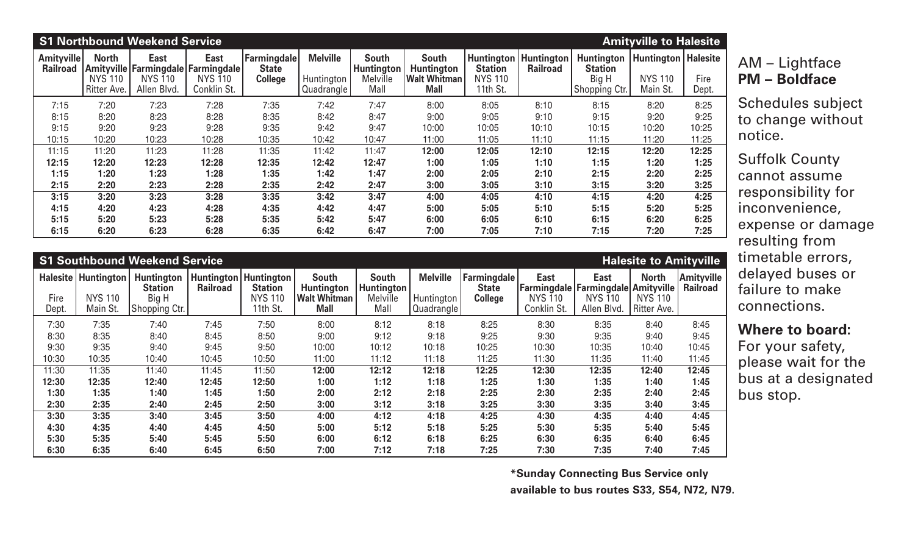## S1 Northbound Weekend Service — Amityville to Halesite

| Amityville Railroad | North Amityville NYS 110 Ritter Ave. | East Farmingdale NYS 110 Allen Blvd. | East Farmingdale NYS 110 Conklin St. | Farmingdale State College | Melville Huntington Quadrangle | South Huntington Melville Mall | South Huntington Walt Whitman Mall | Huntington Station NYS 110 11th St. | Huntington Railroad | Huntington Station Big H Shopping Ctr. | Huntington NYS 110 Main St. | Halesite Fire Dept. |
|---|---|---|---|---|---|---|---|---|---|---|---|---|
| 7:15 | 7:20 | 7:23 | 7:28 | 7:35 | 7:42 | 7:47 | 8:00 | 8:05 | 8:10 | 8:15 | 8:20 | 8:25 |
| 8:15 | 8:20 | 8:23 | 8:28 | 8:35 | 8:42 | 8:47 | 9:00 | 9:05 | 9:10 | 9:15 | 9:20 | 9:25 |
| 9:15 | 9:20 | 9:23 | 9:28 | 9:35 | 9:42 | 9:47 | 10:00 | 10:05 | 10:10 | 10:15 | 10:20 | 10:25 |
| 10:15 | 10:20 | 10:23 | 10:28 | 10:35 | 10:42 | 10:47 | 11:00 | 11:05 | 11:10 | 11:15 | 11:20 | 11:25 |
| 11:15 | 11:20 | 11:23 | 11:28 | 11:35 | 11:42 | 11:47 | **12:00** | **12:05** | **12:10** | **12:15** | **12:20** | **12:25** |
| **12:15** | **12:20** | **12:23** | **12:28** | **12:35** | **12:42** | **12:47** | **1:00** | **1:05** | **1:10** | **1:15** | **1:20** | **1:25** |
| **1:15** | **1:20** | **1:23** | **1:28** | **1:35** | **1:42** | **1:47** | **2:00** | **2:05** | **2:10** | **2:15** | **2:20** | **2:25** |
| **2:15** | **2:20** | **2:23** | **2:28** | **2:35** | **2:42** | **2:47** | **3:00** | **3:05** | **3:10** | **3:15** | **3:20** | **3:25** |
| **3:15** | **3:20** | **3:23** | **3:28** | **3:35** | **3:42** | **3:47** | **4:00** | **4:05** | **4:10** | **4:15** | **4:20** | **4:25** |
| **4:15** | **4:20** | **4:23** | **4:28** | **4:35** | **4:42** | **4:47** | **5:00** | **5:05** | **5:10** | **5:15** | **5:20** | **5:25** |
| **5:15** | **5:20** | **5:23** | **5:28** | **5:35** | **5:42** | **5:47** | **6:00** | **6:05** | **6:10** | **6:15** | **6:20** | **6:25** |
| **6:15** | **6:20** | **6:23** | **6:28** | **6:35** | **6:42** | **6:47** | **7:00** | **7:05** | **7:10** | **7:15** | **7:20** | **7:25** |

## S1 Southbound Weekend Service — Halesite to Amityville

| Halesite Fire Dept. | Huntington NYS 110 Main St. | Huntington Station Big H Shopping Ctr. | Huntington Railroad | Huntington Station NYS 110 11th St. | South Huntington Walt Whitman Mall | South Huntington Melville Mall | Melville Huntington Quadrangle | Farmingdale State College | East Farmingdale NYS 110 Conklin St. | East Farmingdale NYS 110 Allen Blvd. | North Amityville NYS 110 Ritter Ave. | Amityville Railroad |
|---|---|---|---|---|---|---|---|---|---|---|---|---|
| 7:30 | 7:35 | 7:40 | 7:45 | 7:50 | 8:00 | 8:12 | 8:18 | 8:25 | 8:30 | 8:35 | 8:40 | 8:45 |
| 8:30 | 8:35 | 8:40 | 8:45 | 8:50 | 9:00 | 9:12 | 9:18 | 9:25 | 9:30 | 9:35 | 9:40 | 9:45 |
| 9:30 | 9:35 | 9:40 | 9:45 | 9:50 | 10:00 | 10:12 | 10:18 | 10:25 | 10:30 | 10:35 | 10:40 | 10:45 |
| 10:30 | 10:35 | 10:40 | 10:45 | 10:50 | 11:00 | 11:12 | 11:18 | 11:25 | 11:30 | 11:35 | 11:40 | 11:45 |
| 11:30 | 11:35 | 11:40 | 11:45 | 11:50 | **12:00** | **12:12** | **12:18** | **12:25** | **12:30** | **12:35** | **12:40** | **12:45** |
| **12:30** | **12:35** | **12:40** | **12:45** | **12:50** | **1:00** | **1:12** | **1:18** | **1:25** | **1:30** | **1:35** | **1:40** | **1:45** |
| **1:30** | **1:35** | **1:40** | **1:45** | **1:50** | **2:00** | **2:12** | **2:18** | **2:25** | **2:30** | **2:35** | **2:40** | **2:45** |
| **2:30** | **2:35** | **2:40** | **2:45** | **2:50** | **3:00** | **3:12** | **3:18** | **3:25** | **3:30** | **3:35** | **3:40** | **3:45** |
| **3:30** | **3:35** | **3:40** | **3:45** | **3:50** | **4:00** | **4:12** | **4:18** | **4:25** | **4:30** | **4:35** | **4:40** | **4:45** |
| **4:30** | **4:35** | **4:40** | **4:45** | **4:50** | **5:00** | **5:12** | **5:18** | **5:25** | **5:30** | **5:35** | **5:40** | **5:45** |
| **5:30** | **5:35** | **5:40** | **5:45** | **5:50** | **6:00** | **6:12** | **6:18** | **6:25** | **6:30** | **6:35** | **6:40** | **6:45** |
| **6:30** | **6:35** | **6:40** | **6:45** | **6:50** | **7:00** | **7:12** | **7:18** | **7:25** | **7:30** | **7:35** | **7:40** | **7:45** |

**\*Sunday Connecting Bus Service only available to bus routes S33, S54, N72, N79.**

AM – Lightface
**PM – Boldface**

Schedules subject to change without notice.

Suffolk County cannot assume responsibility for inconvenience, expense or damage resulting from timetable errors, delayed buses or failure to make connections.

**Where to board:**
For your safety, please wait for the bus at a designated bus stop.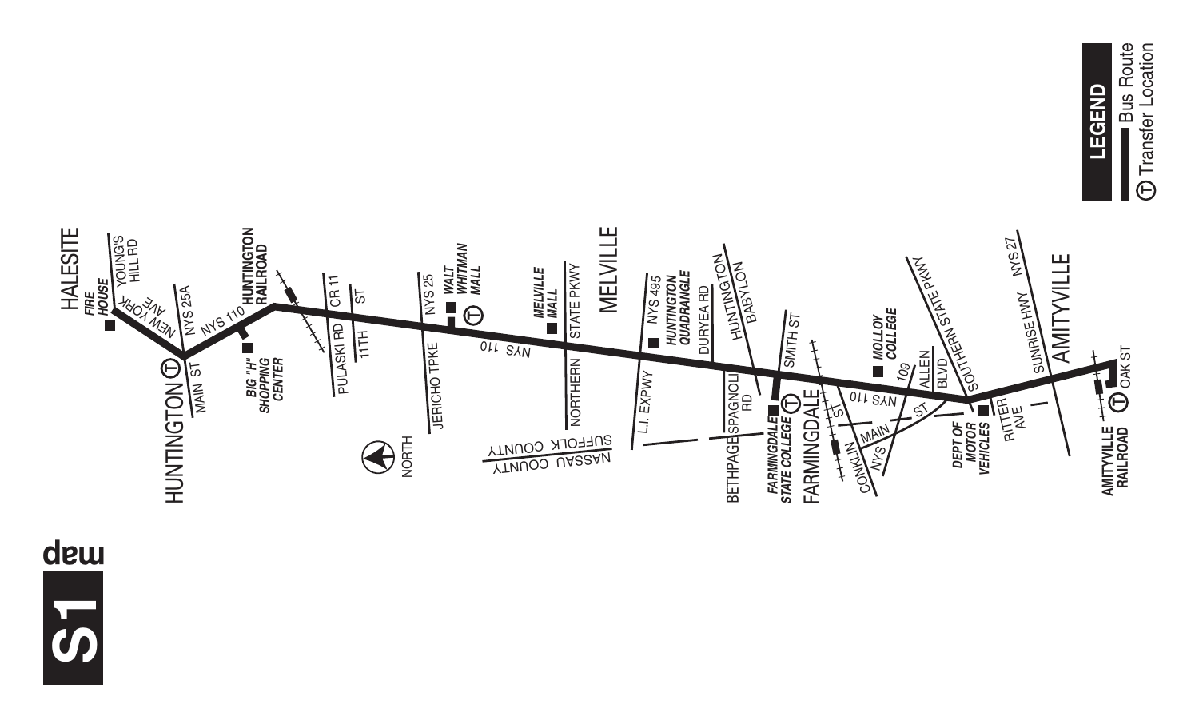# S1 map

LEGEND

Bus Route

Transfer Location

HALESITE

FIRE HOUSE

YOUNG'S HILL RD

NEW YORK AVE

NYS 25A

NYS 110

HUNTINGTON

MAIN ST

HUNTINGTON RAILROAD

BIG "H" SHOPPING CENTER

CR 11

PULASKI RD

11TH ST

NYS 25

JERICHO TPKE

WALT WHITMAN MALL

NORTH

NYS 110

MELVILLE MALL

NORTHERN STATE PKWY

MELVILLE

SUFFOLK COUNTY

NASSAU COUNTY

NYS 495

L.I. EXPWY

HUNTINGTON QUADRANGLE

DURYEA RD

HUNTINGTON BABYLON

BETHPAGE SPAGNOLI RD

FARMINGDALE STATE COLLEGE

SMITH ST

FARMINGDALE

CONKLIN ST

MAIN ST

NYS 109

NYS 110

MOLLOY COLLEGE

ALLEN BLVD

SOUTHERN STATE PKWY

DEPT OF MOTOR VEHICLES

RITTER AVE

NYS 27

SUNRISE HWY

AMITYVILLE

AMITYVILLE RAILROAD

OAK ST